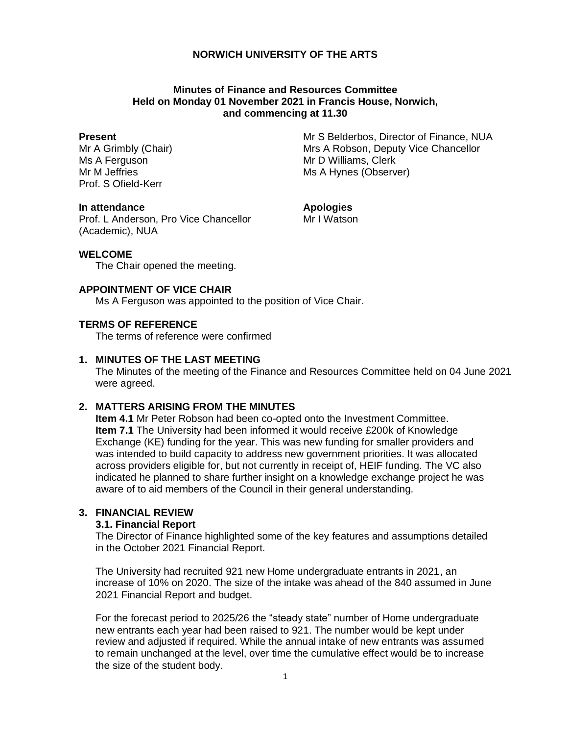**NORWICH UNIVERSITY OF THE ARTS**

**Minutes of Finance and Resources Committee**
**Held on Monday 01 November 2021 in Francis House, Norwich,**
**and commencing at 11.30**

**Present**
Mr A Grimbly (Chair)
Ms A Ferguson
Mr M Jeffries
Prof. S Ofield-Kerr
Mr S Belderbos, Director of Finance, NUA
Mrs A Robson, Deputy Vice Chancellor
Mr D Williams, Clerk
Ms A Hynes (Observer)

**In attendance**
Prof. L Anderson, Pro Vice Chancellor (Academic), NUA

**Apologies**
Mr I Watson

**WELCOME**

The Chair opened the meeting.

**APPOINTMENT OF VICE CHAIR**

Ms A Ferguson was appointed to the position of Vice Chair.

**TERMS OF REFERENCE**

The terms of reference were confirmed

**1. MINUTES OF THE LAST MEETING**

The Minutes of the meeting of the Finance and Resources Committee held on 04 June 2021 were agreed.

**2. MATTERS ARISING FROM THE MINUTES**

**Item 4.1** Mr Peter Robson had been co-opted onto the Investment Committee.
**Item 7.1** The University had been informed it would receive £200k of Knowledge Exchange (KE) funding for the year. This was new funding for smaller providers and was intended to build capacity to address new government priorities. It was allocated across providers eligible for, but not currently in receipt of, HEIF funding. The VC also indicated he planned to share further insight on a knowledge exchange project he was aware of to aid members of the Council in their general understanding.

**3. FINANCIAL REVIEW**

**3.1. Financial Report**

The Director of Finance highlighted some of the key features and assumptions detailed in the October 2021 Financial Report.

The University had recruited 921 new Home undergraduate entrants in 2021, an increase of 10% on 2020. The size of the intake was ahead of the 840 assumed in June 2021 Financial Report and budget.

For the forecast period to 2025/26 the "steady state" number of Home undergraduate new entrants each year had been raised to 921. The number would be kept under review and adjusted if required. While the annual intake of new entrants was assumed to remain unchanged at the level, over time the cumulative effect would be to increase the size of the student body.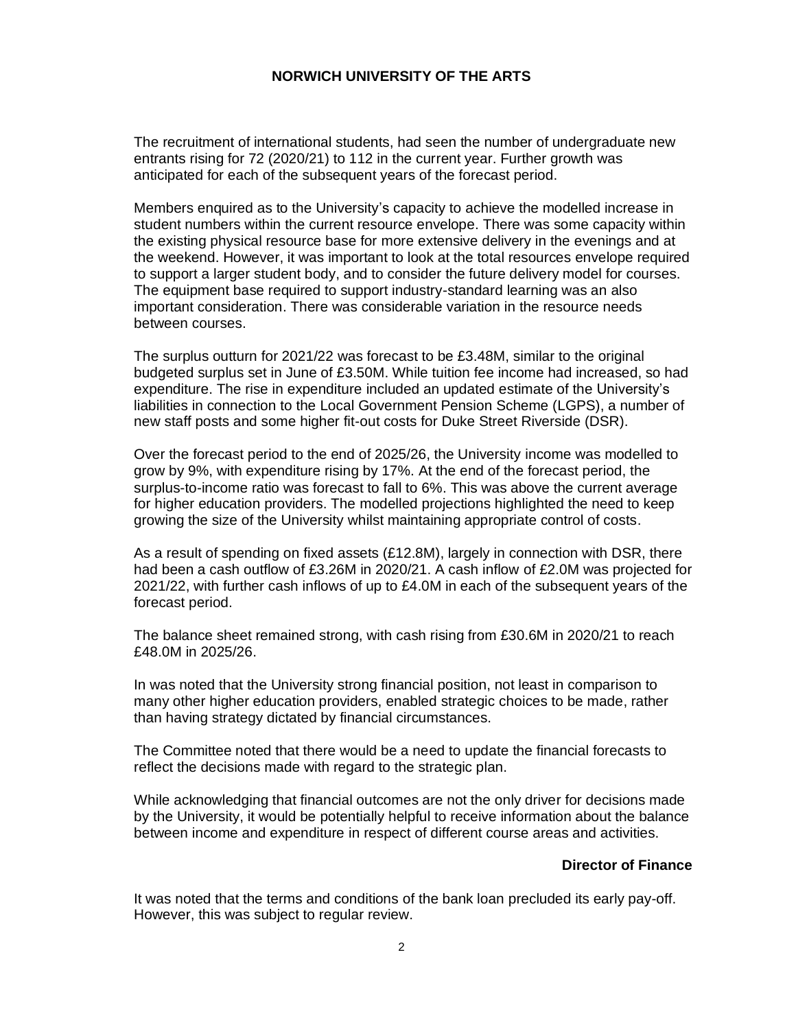The recruitment of international students, had seen the number of undergraduate new entrants rising for 72 (2020/21) to 112 in the current year. Further growth was anticipated for each of the subsequent years of the forecast period.

Members enquired as to the University's capacity to achieve the modelled increase in student numbers within the current resource envelope. There was some capacity within the existing physical resource base for more extensive delivery in the evenings and at the weekend. However, it was important to look at the total resources envelope required to support a larger student body, and to consider the future delivery model for courses. The equipment base required to support industry-standard learning was an also important consideration. There was considerable variation in the resource needs between courses.

The surplus outturn for 2021/22 was forecast to be £3.48M, similar to the original budgeted surplus set in June of £3.50M. While tuition fee income had increased, so had expenditure. The rise in expenditure included an updated estimate of the University's liabilities in connection to the Local Government Pension Scheme (LGPS), a number of new staff posts and some higher fit-out costs for Duke Street Riverside (DSR).

Over the forecast period to the end of 2025/26, the University income was modelled to grow by 9%, with expenditure rising by 17%. At the end of the forecast period, the surplus-to-income ratio was forecast to fall to 6%. This was above the current average for higher education providers. The modelled projections highlighted the need to keep growing the size of the University whilst maintaining appropriate control of costs.

As a result of spending on fixed assets (£12.8M), largely in connection with DSR, there had been a cash outflow of £3.26M in 2020/21. A cash inflow of £2.0M was projected for 2021/22, with further cash inflows of up to £4.0M in each of the subsequent years of the forecast period.

The balance sheet remained strong, with cash rising from £30.6M in 2020/21 to reach £48.0M in 2025/26.

In was noted that the University strong financial position, not least in comparison to many other higher education providers, enabled strategic choices to be made, rather than having strategy dictated by financial circumstances.

The Committee noted that there would be a need to update the financial forecasts to reflect the decisions made with regard to the strategic plan.

While acknowledging that financial outcomes are not the only driver for decisions made by the University, it would be potentially helpful to receive information about the balance between income and expenditure in respect of different course areas and activities.

**Director of Finance**

It was noted that the terms and conditions of the bank loan precluded its early pay-off. However, this was subject to regular review.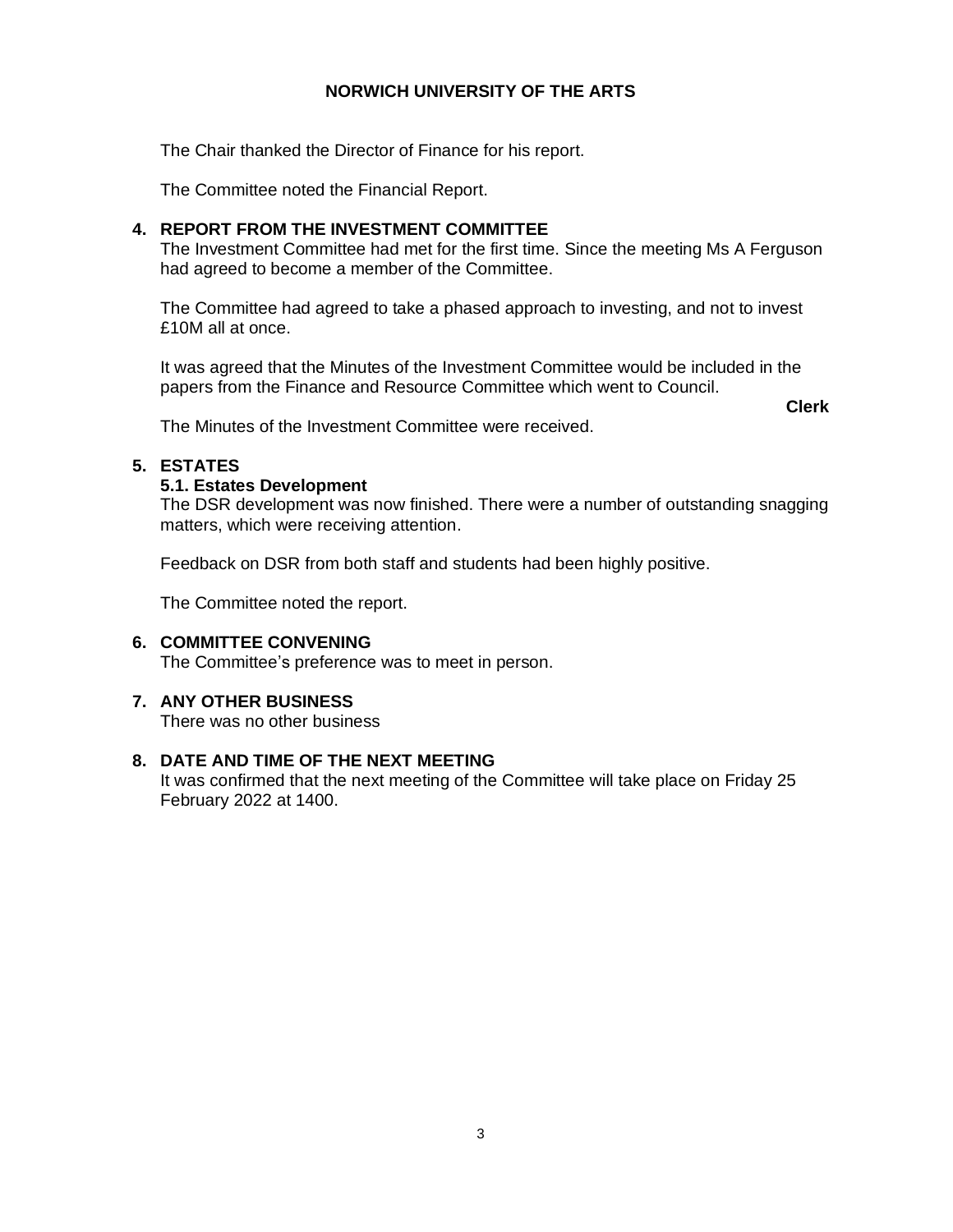The Chair thanked the Director of Finance for his report.

The Committee noted the Financial Report.

## 4. REPORT FROM THE INVESTMENT COMMITTEE

The Investment Committee had met for the first time. Since the meeting Ms A Ferguson had agreed to become a member of the Committee.

The Committee had agreed to take a phased approach to investing, and not to invest £10M all at once.

It was agreed that the Minutes of the Investment Committee would be included in the papers from the Finance and Resource Committee which went to Council.

**Clerk**

The Minutes of the Investment Committee were received.

## 5. ESTATES

### 5.1. Estates Development

The DSR development was now finished. There were a number of outstanding snagging matters, which were receiving attention.

Feedback on DSR from both staff and students had been highly positive.

The Committee noted the report.

## 6. COMMITTEE CONVENING

The Committee's preference was to meet in person.

## 7. ANY OTHER BUSINESS

There was no other business

## 8. DATE AND TIME OF THE NEXT MEETING

It was confirmed that the next meeting of the Committee will take place on Friday 25 February 2022 at 1400.